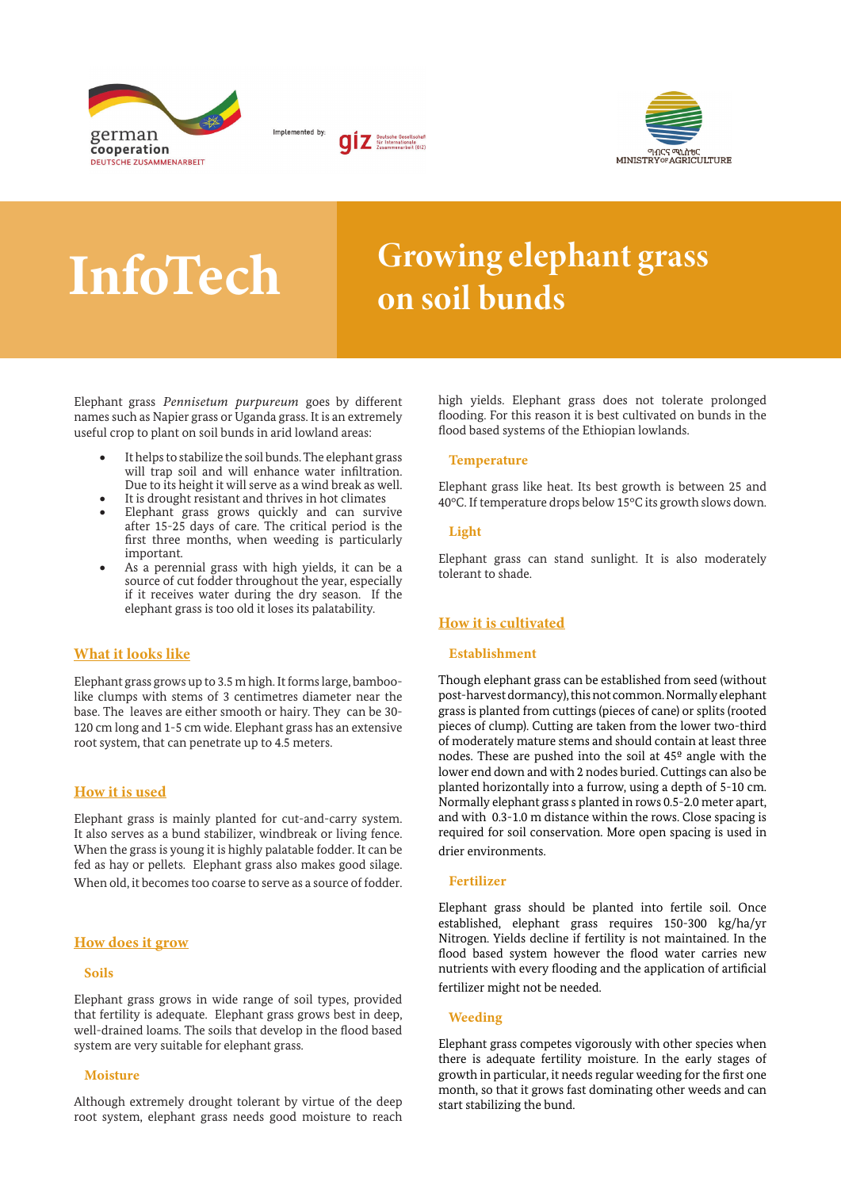german cooperation
DEUTSCHE ZUSAMMENARBEIT

Implemented by: giz Deutsche Gesellschaft für Internationale Zusammenarbeit (GIZ)

MINISTRY OF AGRICULTURE

# InfoTech

# Growing elephant grass on soil bunds

Elephant grass *Pennisetum purpureum* goes by different names such as Napier grass or Uganda grass. It is an extremely useful crop to plant on soil bunds in arid lowland areas:

- It helps to stabilize the soil bunds. The elephant grass will trap soil and will enhance water infiltration. Due to its height it will serve as a wind break as well.
- It is drought resistant and thrives in hot climates
- Elephant grass grows quickly and can survive after 15-25 days of care. The critical period is the first three months, when weeding is particularly important.
- As a perennial grass with high yields, it can be a source of cut fodder throughout the year, especially if it receives water during the dry season. If the elephant grass is too old it loses its palatability.

## What it looks like

Elephant grass grows up to 3.5 m high. It forms large, bamboo-like clumps with stems of 3 centimetres diameter near the base. The leaves are either smooth or hairy. They can be 30-120 cm long and 1-5 cm wide. Elephant grass has an extensive root system, that can penetrate up to 4.5 meters.

## How it is used

Elephant grass is mainly planted for cut-and-carry system. It also serves as a bund stabilizer, windbreak or living fence. When the grass is young it is highly palatable fodder. It can be fed as hay or pellets. Elephant grass also makes good silage. When old, it becomes too coarse to serve as a source of fodder.

## How does it grow

### Soils

Elephant grass grows in wide range of soil types, provided that fertility is adequate. Elephant grass grows best in deep, well-drained loams. The soils that develop in the flood based system are very suitable for elephant grass.

### Moisture

Although extremely drought tolerant by virtue of the deep root system, elephant grass needs good moisture to reach high yields. Elephant grass does not tolerate prolonged flooding. For this reason it is best cultivated on bunds in the flood based systems of the Ethiopian lowlands.

### Temperature

Elephant grass like heat. Its best growth is between 25 and 40°C. If temperature drops below 15°C its growth slows down.

### Light

Elephant grass can stand sunlight. It is also moderately tolerant to shade.

## How it is cultivated

### Establishment

Though elephant grass can be established from seed (without post-harvest dormancy), this not common. Normally elephant grass is planted from cuttings (pieces of cane) or splits (rooted pieces of clump). Cutting are taken from the lower two-third of moderately mature stems and should contain at least three nodes. These are pushed into the soil at 45º angle with the lower end down and with 2 nodes buried. Cuttings can also be planted horizontally into a furrow, using a depth of 5-10 cm. Normally elephant grass s planted in rows 0.5-2.0 meter apart, and with 0.3-1.0 m distance within the rows. Close spacing is required for soil conservation. More open spacing is used in drier environments.

### Fertilizer

Elephant grass should be planted into fertile soil. Once established, elephant grass requires 150-300 kg/ha/yr Nitrogen. Yields decline if fertility is not maintained. In the flood based system however the flood water carries new nutrients with every flooding and the application of artificial fertilizer might not be needed.

### Weeding

Elephant grass competes vigorously with other species when there is adequate fertility moisture. In the early stages of growth in particular, it needs regular weeding for the first one month, so that it grows fast dominating other weeds and can start stabilizing the bund.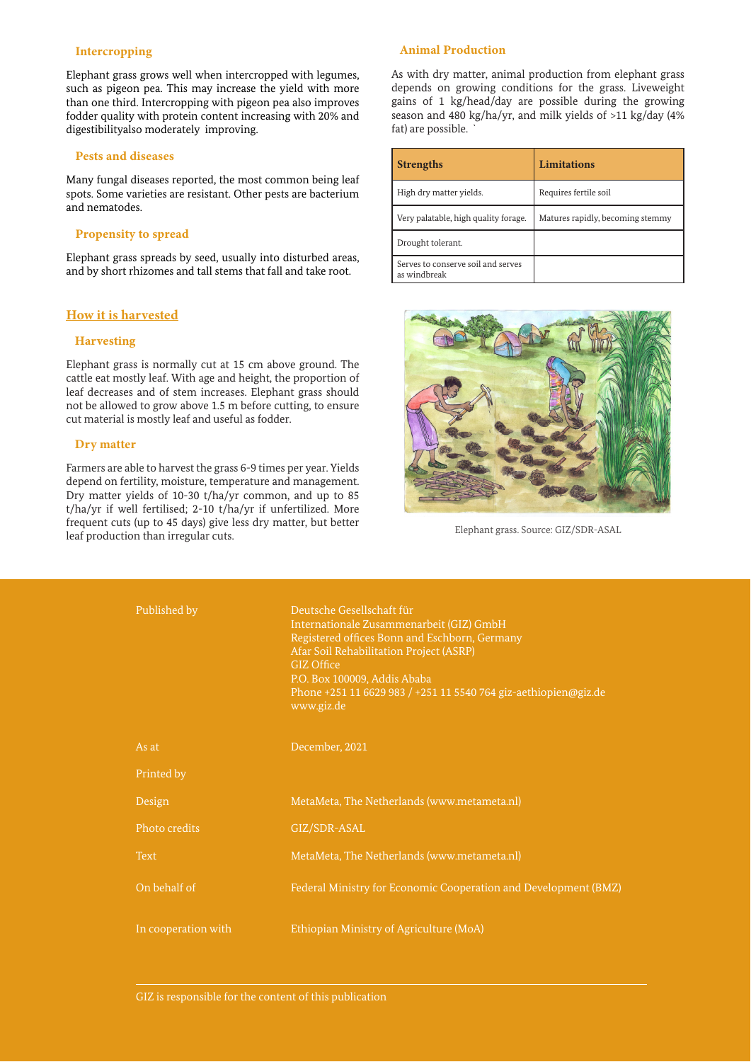### Intercropping

Elephant grass grows well when intercropped with legumes, such as pigeon pea. This may increase the yield with more than one third. Intercropping with pigeon pea also improves fodder quality with protein content increasing with 20% and digestibilityalso moderately improving.

### Pests and diseases

Many fungal diseases reported, the most common being leaf spots. Some varieties are resistant. Other pests are bacterium and nematodes.

### Propensity to spread

Elephant grass spreads by seed, usually into disturbed areas, and by short rhizomes and tall stems that fall and take root.

## How it is harvested

### Harvesting

Elephant grass is normally cut at 15 cm above ground. The cattle eat mostly leaf. With age and height, the proportion of leaf decreases and of stem increases. Elephant grass should not be allowed to grow above 1.5 m before cutting, to ensure cut material is mostly leaf and useful as fodder.

### Dry matter

Farmers are able to harvest the grass 6-9 times per year. Yields depend on fertility, moisture, temperature and management. Dry matter yields of 10-30 t/ha/yr common, and up to 85 t/ha/yr if well fertilised; 2-10 t/ha/yr if unfertilized. More frequent cuts (up to 45 days) give less dry matter, but better leaf production than irregular cuts.

### Animal Production

As with dry matter, animal production from elephant grass depends on growing conditions for the grass. Liveweight gains of 1 kg/head/day are possible during the growing season and 480 kg/ha/yr, and milk yields of >11 kg/day (4% fat) are possible. `

| Strengths | Limitations |
|---|---|
| High dry matter yields. | Requires fertile soil |
| Very palatable, high quality forage. | Matures rapidly, becoming stemmy |
| Drought tolerant. | |
| Serves to conserve soil and serves as windbreak | |

Elephant grass. Source: GIZ/SDR-ASAL

| | |
|---|---|
| Published by | Deutsche Gesellschaft für Internationale Zusammenarbeit (GIZ) GmbH<br>Registered offices Bonn and Eschborn, Germany<br>Afar Soil Rehabilitation Project (ASRP)<br>GIZ Office<br>P.O. Box 100009, Addis Ababa<br>Phone +251 11 6629 983 / +251 11 5540 764 giz-aethiopien@giz.de<br>www.giz.de |
| As at | December, 2021 |
| Printed by | |
| Design | MetaMeta, The Netherlands (www.metameta.nl) |
| Photo credits | GIZ/SDR-ASAL |
| Text | MetaMeta, The Netherlands (www.metameta.nl) |
| On behalf of | Federal Ministry for Economic Cooperation and Development (BMZ) |
| In cooperation with | Ethiopian Ministry of Agriculture (MoA) |

GIZ is responsible for the content of this publication